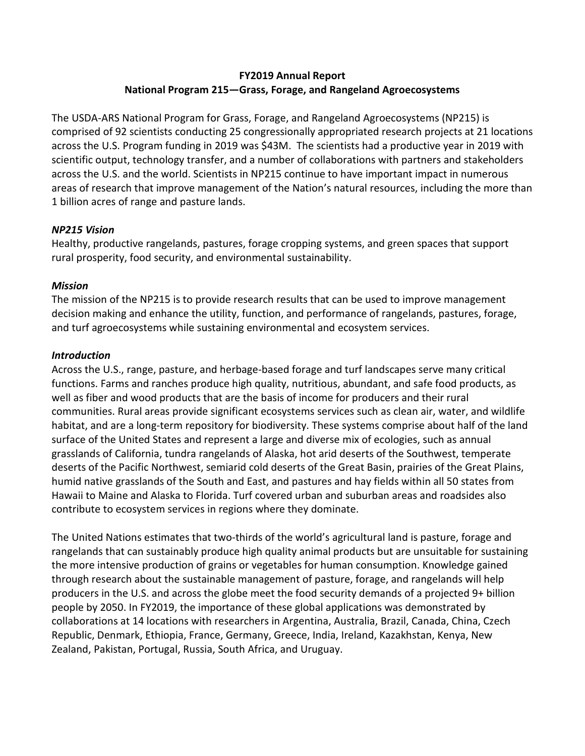**FY2019 Annual Report**
**National Program 215—Grass, Forage, and Rangeland Agroecosystems**

The USDA-ARS National Program for Grass, Forage, and Rangeland Agroecosystems (NP215) is comprised of 92 scientists conducting 25 congressionally appropriated research projects at 21 locations across the U.S. Program funding in 2019 was $43M. The scientists had a productive year in 2019 with scientific output, technology transfer, and a number of collaborations with partners and stakeholders across the U.S. and the world. Scientists in NP215 continue to have important impact in numerous areas of research that improve management of the Nation's natural resources, including the more than 1 billion acres of range and pasture lands.

### *NP215 Vision*

Healthy, productive rangelands, pastures, forage cropping systems, and green spaces that support rural prosperity, food security, and environmental sustainability.

### *Mission*

The mission of the NP215 is to provide research results that can be used to improve management decision making and enhance the utility, function, and performance of rangelands, pastures, forage, and turf agroecosystems while sustaining environmental and ecosystem services.

### *Introduction*

Across the U.S., range, pasture, and herbage-based forage and turf landscapes serve many critical functions. Farms and ranches produce high quality, nutritious, abundant, and safe food products, as well as fiber and wood products that are the basis of income for producers and their rural communities. Rural areas provide significant ecosystems services such as clean air, water, and wildlife habitat, and are a long-term repository for biodiversity. These systems comprise about half of the land surface of the United States and represent a large and diverse mix of ecologies, such as annual grasslands of California, tundra rangelands of Alaska, hot arid deserts of the Southwest, temperate deserts of the Pacific Northwest, semiarid cold deserts of the Great Basin, prairies of the Great Plains, humid native grasslands of the South and East, and pastures and hay fields within all 50 states from Hawaii to Maine and Alaska to Florida. Turf covered urban and suburban areas and roadsides also contribute to ecosystem services in regions where they dominate.

The United Nations estimates that two-thirds of the world's agricultural land is pasture, forage and rangelands that can sustainably produce high quality animal products but are unsuitable for sustaining the more intensive production of grains or vegetables for human consumption. Knowledge gained through research about the sustainable management of pasture, forage, and rangelands will help producers in the U.S. and across the globe meet the food security demands of a projected 9+ billion people by 2050. In FY2019, the importance of these global applications was demonstrated by collaborations at 14 locations with researchers in Argentina, Australia, Brazil, Canada, China, Czech Republic, Denmark, Ethiopia, France, Germany, Greece, India, Ireland, Kazakhstan, Kenya, New Zealand, Pakistan, Portugal, Russia, South Africa, and Uruguay.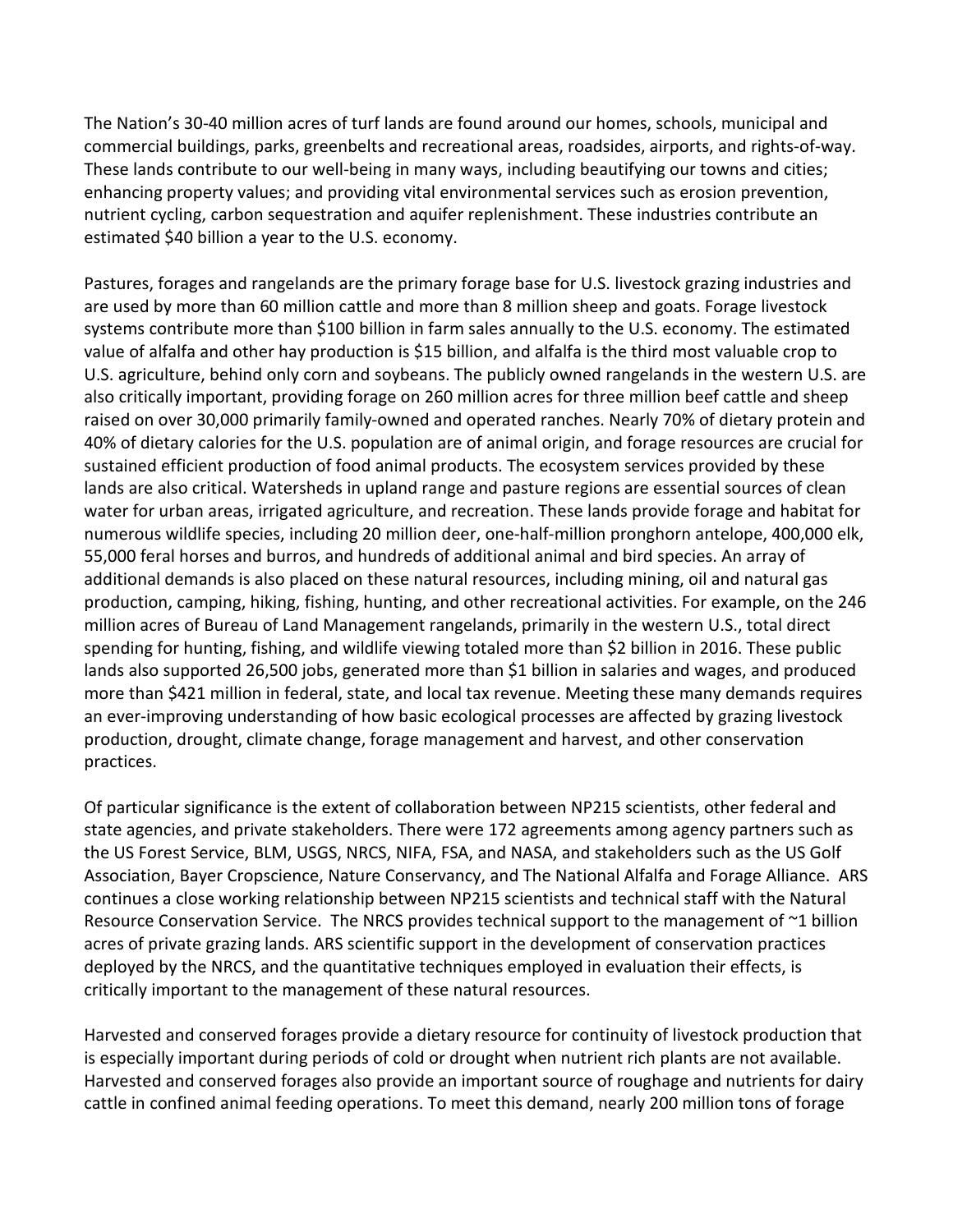The Nation's 30-40 million acres of turf lands are found around our homes, schools, municipal and commercial buildings, parks, greenbelts and recreational areas, roadsides, airports, and rights-of-way. These lands contribute to our well-being in many ways, including beautifying our towns and cities; enhancing property values; and providing vital environmental services such as erosion prevention, nutrient cycling, carbon sequestration and aquifer replenishment. These industries contribute an estimated $40 billion a year to the U.S. economy.

Pastures, forages and rangelands are the primary forage base for U.S. livestock grazing industries and are used by more than 60 million cattle and more than 8 million sheep and goats. Forage livestock systems contribute more than $100 billion in farm sales annually to the U.S. economy. The estimated value of alfalfa and other hay production is $15 billion, and alfalfa is the third most valuable crop to U.S. agriculture, behind only corn and soybeans. The publicly owned rangelands in the western U.S. are also critically important, providing forage on 260 million acres for three million beef cattle and sheep raised on over 30,000 primarily family-owned and operated ranches. Nearly 70% of dietary protein and 40% of dietary calories for the U.S. population are of animal origin, and forage resources are crucial for sustained efficient production of food animal products. The ecosystem services provided by these lands are also critical. Watersheds in upland range and pasture regions are essential sources of clean water for urban areas, irrigated agriculture, and recreation. These lands provide forage and habitat for numerous wildlife species, including 20 million deer, one-half-million pronghorn antelope, 400,000 elk, 55,000 feral horses and burros, and hundreds of additional animal and bird species. An array of additional demands is also placed on these natural resources, including mining, oil and natural gas production, camping, hiking, fishing, hunting, and other recreational activities. For example, on the 246 million acres of Bureau of Land Management rangelands, primarily in the western U.S., total direct spending for hunting, fishing, and wildlife viewing totaled more than $2 billion in 2016. These public lands also supported 26,500 jobs, generated more than $1 billion in salaries and wages, and produced more than $421 million in federal, state, and local tax revenue. Meeting these many demands requires an ever-improving understanding of how basic ecological processes are affected by grazing livestock production, drought, climate change, forage management and harvest, and other conservation practices.

Of particular significance is the extent of collaboration between NP215 scientists, other federal and state agencies, and private stakeholders. There were 172 agreements among agency partners such as the US Forest Service, BLM, USGS, NRCS, NIFA, FSA, and NASA, and stakeholders such as the US Golf Association, Bayer Cropscience, Nature Conservancy, and The National Alfalfa and Forage Alliance. ARS continues a close working relationship between NP215 scientists and technical staff with the Natural Resource Conservation Service. The NRCS provides technical support to the management of ~1 billion acres of private grazing lands. ARS scientific support in the development of conservation practices deployed by the NRCS, and the quantitative techniques employed in evaluation their effects, is critically important to the management of these natural resources.

Harvested and conserved forages provide a dietary resource for continuity of livestock production that is especially important during periods of cold or drought when nutrient rich plants are not available. Harvested and conserved forages also provide an important source of roughage and nutrients for dairy cattle in confined animal feeding operations. To meet this demand, nearly 200 million tons of forage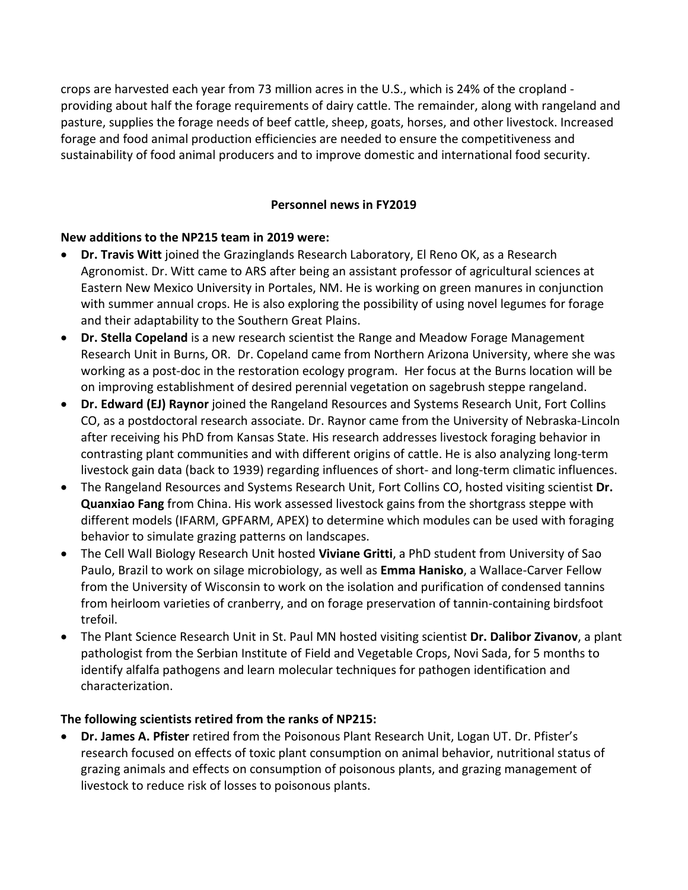crops are harvested each year from 73 million acres in the U.S., which is 24% of the cropland - providing about half the forage requirements of dairy cattle. The remainder, along with rangeland and pasture, supplies the forage needs of beef cattle, sheep, goats, horses, and other livestock. Increased forage and food animal production efficiencies are needed to ensure the competitiveness and sustainability of food animal producers and to improve domestic and international food security.

## Personnel news in FY2019

**New additions to the NP215 team in 2019 were:**

- **Dr. Travis Witt** joined the Grazinglands Research Laboratory, El Reno OK, as a Research Agronomist. Dr. Witt came to ARS after being an assistant professor of agricultural sciences at Eastern New Mexico University in Portales, NM. He is working on green manures in conjunction with summer annual crops. He is also exploring the possibility of using novel legumes for forage and their adaptability to the Southern Great Plains.
- **Dr. Stella Copeland** is a new research scientist the Range and Meadow Forage Management Research Unit in Burns, OR. Dr. Copeland came from Northern Arizona University, where she was working as a post-doc in the restoration ecology program. Her focus at the Burns location will be on improving establishment of desired perennial vegetation on sagebrush steppe rangeland.
- **Dr. Edward (EJ) Raynor** joined the Rangeland Resources and Systems Research Unit, Fort Collins CO, as a postdoctoral research associate. Dr. Raynor came from the University of Nebraska-Lincoln after receiving his PhD from Kansas State. His research addresses livestock foraging behavior in contrasting plant communities and with different origins of cattle. He is also analyzing long-term livestock gain data (back to 1939) regarding influences of short- and long-term climatic influences.
- The Rangeland Resources and Systems Research Unit, Fort Collins CO, hosted visiting scientist **Dr. Quanxiao Fang** from China. His work assessed livestock gains from the shortgrass steppe with different models (IFARM, GPFARM, APEX) to determine which modules can be used with foraging behavior to simulate grazing patterns on landscapes.
- The Cell Wall Biology Research Unit hosted **Viviane Gritti**, a PhD student from University of Sao Paulo, Brazil to work on silage microbiology, as well as **Emma Hanisko**, a Wallace-Carver Fellow from the University of Wisconsin to work on the isolation and purification of condensed tannins from heirloom varieties of cranberry, and on forage preservation of tannin-containing birdsfoot trefoil.
- The Plant Science Research Unit in St. Paul MN hosted visiting scientist **Dr. Dalibor Zivanov**, a plant pathologist from the Serbian Institute of Field and Vegetable Crops, Novi Sada, for 5 months to identify alfalfa pathogens and learn molecular techniques for pathogen identification and characterization.

**The following scientists retired from the ranks of NP215:**

- **Dr. James A. Pfister** retired from the Poisonous Plant Research Unit, Logan UT. Dr. Pfister's research focused on effects of toxic plant consumption on animal behavior, nutritional status of grazing animals and effects on consumption of poisonous plants, and grazing management of livestock to reduce risk of losses to poisonous plants.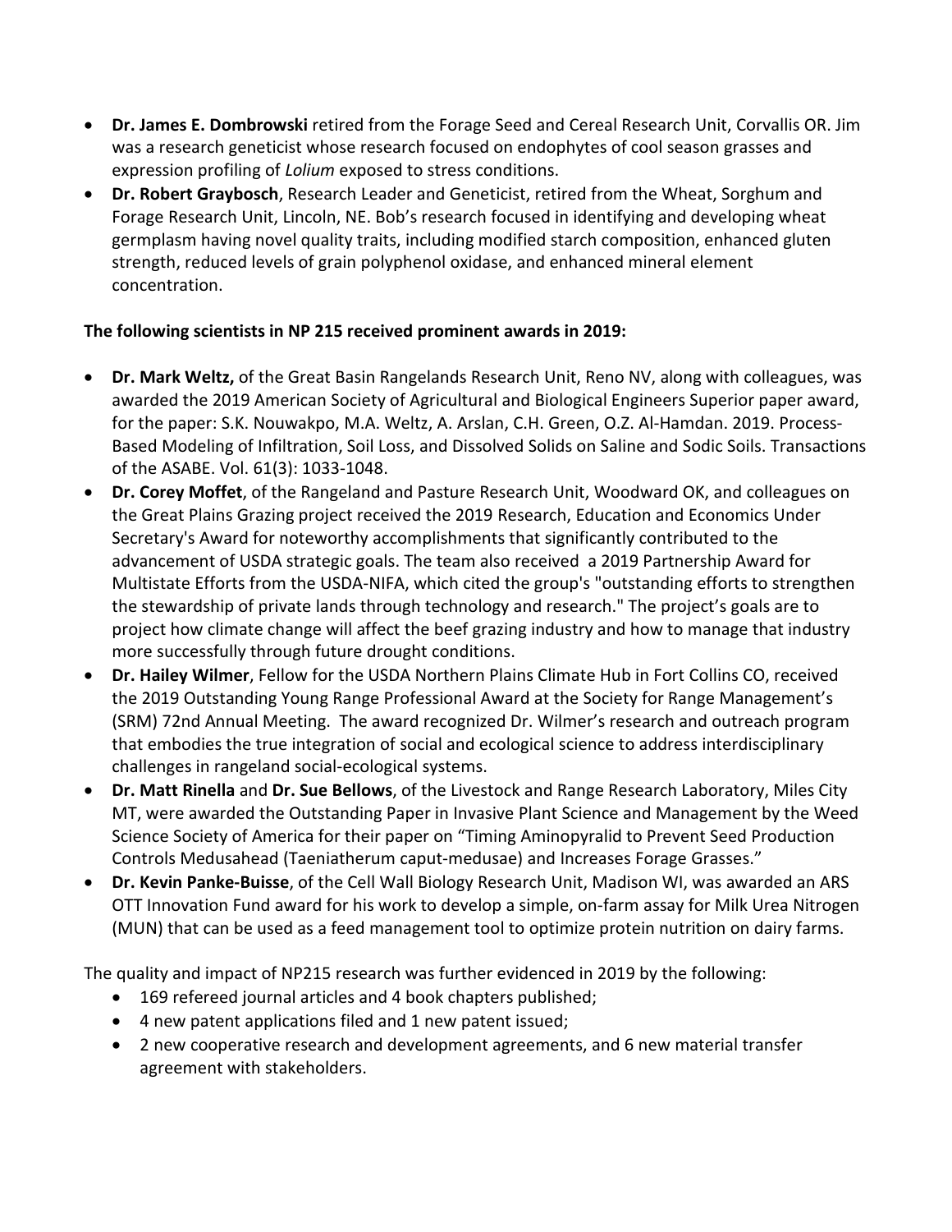- **Dr. James E. Dombrowski** retired from the Forage Seed and Cereal Research Unit, Corvallis OR. Jim was a research geneticist whose research focused on endophytes of cool season grasses and expression profiling of *Lolium* exposed to stress conditions.
- **Dr. Robert Graybosch**, Research Leader and Geneticist, retired from the Wheat, Sorghum and Forage Research Unit, Lincoln, NE. Bob's research focused in identifying and developing wheat germplasm having novel quality traits, including modified starch composition, enhanced gluten strength, reduced levels of grain polyphenol oxidase, and enhanced mineral element concentration.

**The following scientists in NP 215 received prominent awards in 2019:**

- **Dr. Mark Weltz,** of the Great Basin Rangelands Research Unit, Reno NV, along with colleagues, was awarded the 2019 American Society of Agricultural and Biological Engineers Superior paper award, for the paper: S.K. Nouwakpo, M.A. Weltz, A. Arslan, C.H. Green, O.Z. Al-Hamdan. 2019. Process-Based Modeling of Infiltration, Soil Loss, and Dissolved Solids on Saline and Sodic Soils. Transactions of the ASABE. Vol. 61(3): 1033-1048.
- **Dr. Corey Moffet**, of the Rangeland and Pasture Research Unit, Woodward OK, and colleagues on the Great Plains Grazing project received the 2019 Research, Education and Economics Under Secretary's Award for noteworthy accomplishments that significantly contributed to the advancement of USDA strategic goals. The team also received a 2019 Partnership Award for Multistate Efforts from the USDA-NIFA, which cited the group's "outstanding efforts to strengthen the stewardship of private lands through technology and research." The project's goals are to project how climate change will affect the beef grazing industry and how to manage that industry more successfully through future drought conditions.
- **Dr. Hailey Wilmer**, Fellow for the USDA Northern Plains Climate Hub in Fort Collins CO, received the 2019 Outstanding Young Range Professional Award at the Society for Range Management's (SRM) 72nd Annual Meeting. The award recognized Dr. Wilmer's research and outreach program that embodies the true integration of social and ecological science to address interdisciplinary challenges in rangeland social-ecological systems.
- **Dr. Matt Rinella** and **Dr. Sue Bellows**, of the Livestock and Range Research Laboratory, Miles City MT, were awarded the Outstanding Paper in Invasive Plant Science and Management by the Weed Science Society of America for their paper on "Timing Aminopyralid to Prevent Seed Production Controls Medusahead (Taeniatherum caput-medusae) and Increases Forage Grasses."
- **Dr. Kevin Panke-Buisse**, of the Cell Wall Biology Research Unit, Madison WI, was awarded an ARS OTT Innovation Fund award for his work to develop a simple, on-farm assay for Milk Urea Nitrogen (MUN) that can be used as a feed management tool to optimize protein nutrition on dairy farms.

The quality and impact of NP215 research was further evidenced in 2019 by the following:

- 169 refereed journal articles and 4 book chapters published;
- 4 new patent applications filed and 1 new patent issued;
- 2 new cooperative research and development agreements, and 6 new material transfer agreement with stakeholders.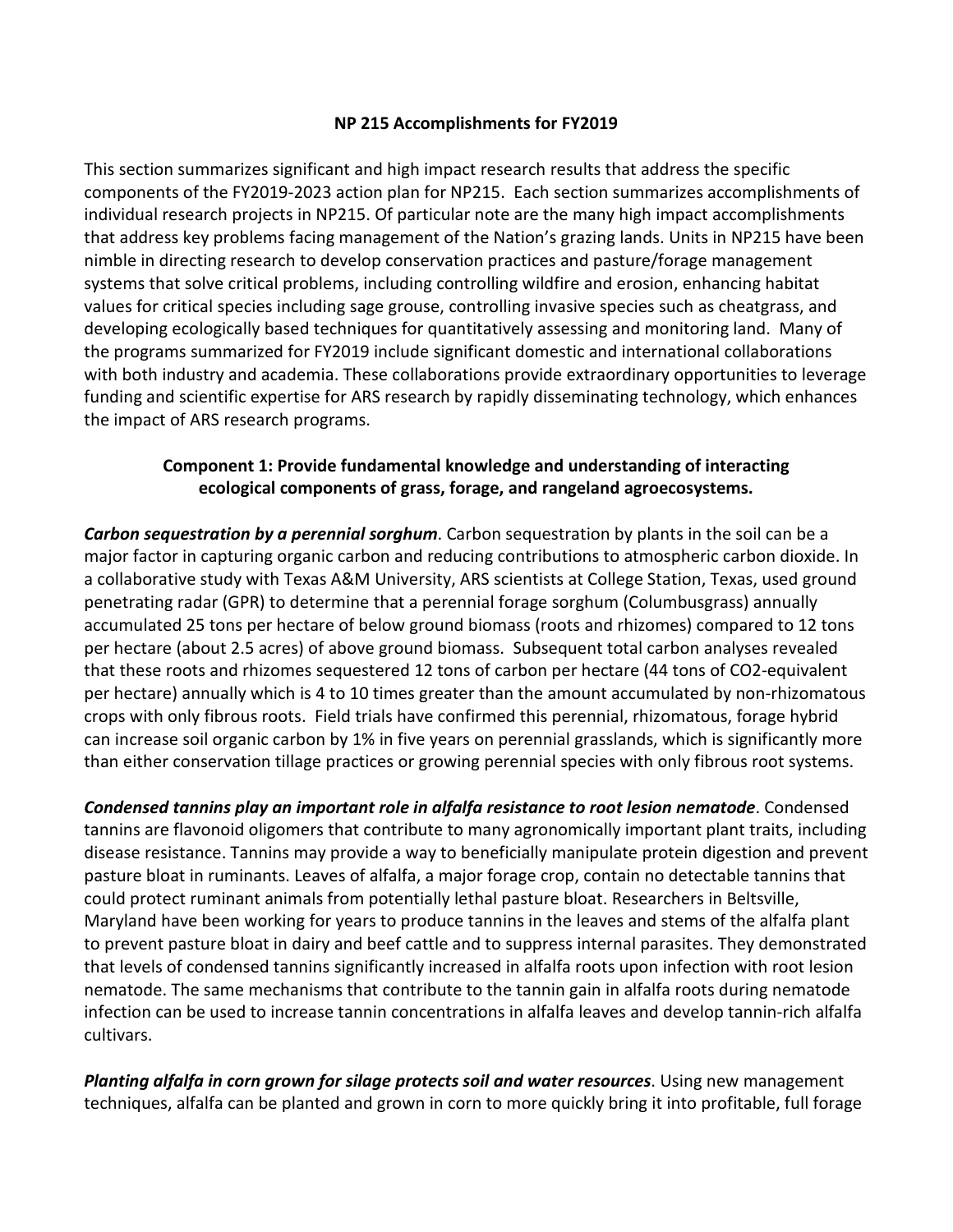## NP 215 Accomplishments for FY2019

This section summarizes significant and high impact research results that address the specific components of the FY2019-2023 action plan for NP215. Each section summarizes accomplishments of individual research projects in NP215. Of particular note are the many high impact accomplishments that address key problems facing management of the Nation's grazing lands. Units in NP215 have been nimble in directing research to develop conservation practices and pasture/forage management systems that solve critical problems, including controlling wildfire and erosion, enhancing habitat values for critical species including sage grouse, controlling invasive species such as cheatgrass, and developing ecologically based techniques for quantitatively assessing and monitoring land. Many of the programs summarized for FY2019 include significant domestic and international collaborations with both industry and academia. These collaborations provide extraordinary opportunities to leverage funding and scientific expertise for ARS research by rapidly disseminating technology, which enhances the impact of ARS research programs.

### Component 1: Provide fundamental knowledge and understanding of interacting ecological components of grass, forage, and rangeland agroecosystems.

***Carbon sequestration by a perennial sorghum***. Carbon sequestration by plants in the soil can be a major factor in capturing organic carbon and reducing contributions to atmospheric carbon dioxide. In a collaborative study with Texas A&M University, ARS scientists at College Station, Texas, used ground penetrating radar (GPR) to determine that a perennial forage sorghum (Columbusgrass) annually accumulated 25 tons per hectare of below ground biomass (roots and rhizomes) compared to 12 tons per hectare (about 2.5 acres) of above ground biomass. Subsequent total carbon analyses revealed that these roots and rhizomes sequestered 12 tons of carbon per hectare (44 tons of $CO_2$-equivalent per hectare) annually which is 4 to 10 times greater than the amount accumulated by non-rhizomatous crops with only fibrous roots. Field trials have confirmed this perennial, rhizomatous, forage hybrid can increase soil organic carbon by 1% in five years on perennial grasslands, which is significantly more than either conservation tillage practices or growing perennial species with only fibrous root systems.

***Condensed tannins play an important role in alfalfa resistance to root lesion nematode***. Condensed tannins are flavonoid oligomers that contribute to many agronomically important plant traits, including disease resistance. Tannins may provide a way to beneficially manipulate protein digestion and prevent pasture bloat in ruminants. Leaves of alfalfa, a major forage crop, contain no detectable tannins that could protect ruminant animals from potentially lethal pasture bloat. Researchers in Beltsville, Maryland have been working for years to produce tannins in the leaves and stems of the alfalfa plant to prevent pasture bloat in dairy and beef cattle and to suppress internal parasites. They demonstrated that levels of condensed tannins significantly increased in alfalfa roots upon infection with root lesion nematode. The same mechanisms that contribute to the tannin gain in alfalfa roots during nematode infection can be used to increase tannin concentrations in alfalfa leaves and develop tannin-rich alfalfa cultivars.

***Planting alfalfa in corn grown for silage protects soil and water resources***. Using new management techniques, alfalfa can be planted and grown in corn to more quickly bring it into profitable, full forage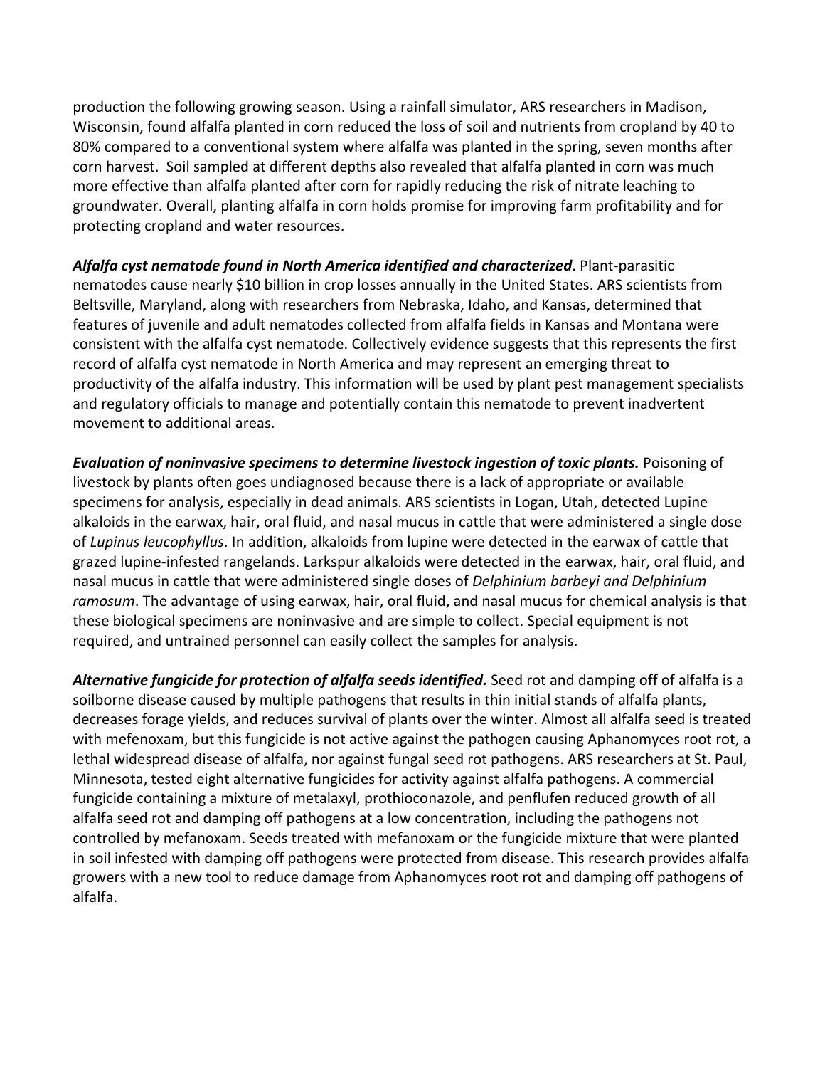production the following growing season. Using a rainfall simulator, ARS researchers in Madison, Wisconsin, found alfalfa planted in corn reduced the loss of soil and nutrients from cropland by 40 to 80% compared to a conventional system where alfalfa was planted in the spring, seven months after corn harvest. Soil sampled at different depths also revealed that alfalfa planted in corn was much more effective than alfalfa planted after corn for rapidly reducing the risk of nitrate leaching to groundwater. Overall, planting alfalfa in corn holds promise for improving farm profitability and for protecting cropland and water resources.

***Alfalfa cyst nematode found in North America identified and characterized***. Plant-parasitic nematodes cause nearly $10 billion in crop losses annually in the United States. ARS scientists from Beltsville, Maryland, along with researchers from Nebraska, Idaho, and Kansas, determined that features of juvenile and adult nematodes collected from alfalfa fields in Kansas and Montana were consistent with the alfalfa cyst nematode. Collectively evidence suggests that this represents the first record of alfalfa cyst nematode in North America and may represent an emerging threat to productivity of the alfalfa industry. This information will be used by plant pest management specialists and regulatory officials to manage and potentially contain this nematode to prevent inadvertent movement to additional areas.

***Evaluation of noninvasive specimens to determine livestock ingestion of toxic plants.*** Poisoning of livestock by plants often goes undiagnosed because there is a lack of appropriate or available specimens for analysis, especially in dead animals. ARS scientists in Logan, Utah, detected Lupine alkaloids in the earwax, hair, oral fluid, and nasal mucus in cattle that were administered a single dose of *Lupinus leucophyllus*. In addition, alkaloids from lupine were detected in the earwax of cattle that grazed lupine-infested rangelands. Larkspur alkaloids were detected in the earwax, hair, oral fluid, and nasal mucus in cattle that were administered single doses of *Delphinium barbeyi and Delphinium ramosum*. The advantage of using earwax, hair, oral fluid, and nasal mucus for chemical analysis is that these biological specimens are noninvasive and are simple to collect. Special equipment is not required, and untrained personnel can easily collect the samples for analysis.

***Alternative fungicide for protection of alfalfa seeds identified.*** Seed rot and damping off of alfalfa is a soilborne disease caused by multiple pathogens that results in thin initial stands of alfalfa plants, decreases forage yields, and reduces survival of plants over the winter. Almost all alfalfa seed is treated with mefenoxam, but this fungicide is not active against the pathogen causing Aphanomyces root rot, a lethal widespread disease of alfalfa, nor against fungal seed rot pathogens. ARS researchers at St. Paul, Minnesota, tested eight alternative fungicides for activity against alfalfa pathogens. A commercial fungicide containing a mixture of metalaxyl, prothioconazole, and penflufen reduced growth of all alfalfa seed rot and damping off pathogens at a low concentration, including the pathogens not controlled by mefanoxam. Seeds treated with mefanoxam or the fungicide mixture that were planted in soil infested with damping off pathogens were protected from disease. This research provides alfalfa growers with a new tool to reduce damage from Aphanomyces root rot and damping off pathogens of alfalfa.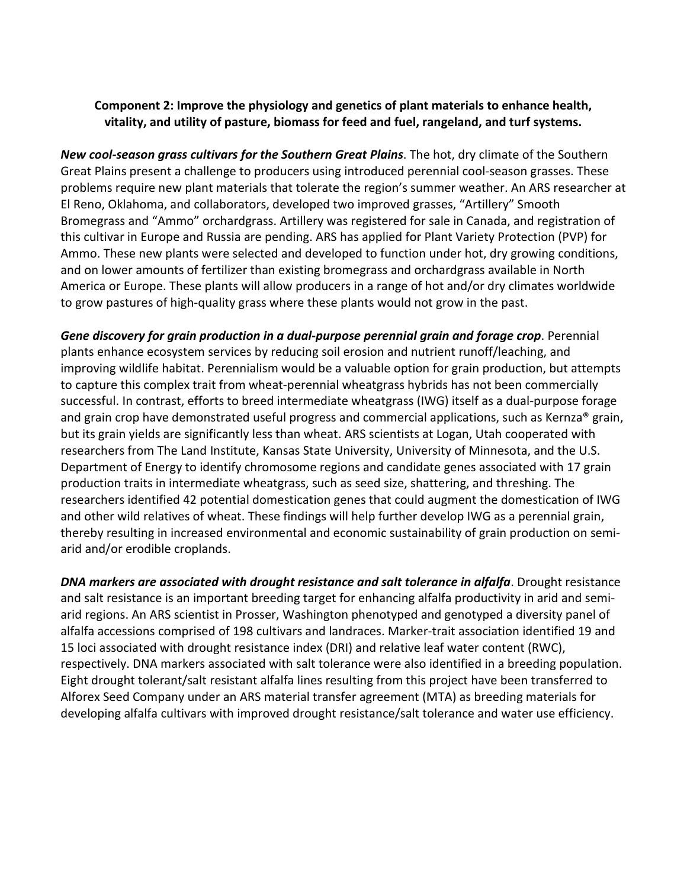**Component 2: Improve the physiology and genetics of plant materials to enhance health, vitality, and utility of pasture, biomass for feed and fuel, rangeland, and turf systems.**

***New cool-season grass cultivars for the Southern Great Plains***. The hot, dry climate of the Southern Great Plains present a challenge to producers using introduced perennial cool-season grasses. These problems require new plant materials that tolerate the region's summer weather. An ARS researcher at El Reno, Oklahoma, and collaborators, developed two improved grasses, "Artillery" Smooth Bromegrass and "Ammo" orchardgrass. Artillery was registered for sale in Canada, and registration of this cultivar in Europe and Russia are pending. ARS has applied for Plant Variety Protection (PVP) for Ammo. These new plants were selected and developed to function under hot, dry growing conditions, and on lower amounts of fertilizer than existing bromegrass and orchardgrass available in North America or Europe. These plants will allow producers in a range of hot and/or dry climates worldwide to grow pastures of high-quality grass where these plants would not grow in the past.

***Gene discovery for grain production in a dual-purpose perennial grain and forage crop***. Perennial plants enhance ecosystem services by reducing soil erosion and nutrient runoff/leaching, and improving wildlife habitat. Perennialism would be a valuable option for grain production, but attempts to capture this complex trait from wheat-perennial wheatgrass hybrids has not been commercially successful. In contrast, efforts to breed intermediate wheatgrass (IWG) itself as a dual-purpose forage and grain crop have demonstrated useful progress and commercial applications, such as Kernza® grain, but its grain yields are significantly less than wheat. ARS scientists at Logan, Utah cooperated with researchers from The Land Institute, Kansas State University, University of Minnesota, and the U.S. Department of Energy to identify chromosome regions and candidate genes associated with 17 grain production traits in intermediate wheatgrass, such as seed size, shattering, and threshing. The researchers identified 42 potential domestication genes that could augment the domestication of IWG and other wild relatives of wheat. These findings will help further develop IWG as a perennial grain, thereby resulting in increased environmental and economic sustainability of grain production on semi-arid and/or erodible croplands.

***DNA markers are associated with drought resistance and salt tolerance in alfalfa***. Drought resistance and salt resistance is an important breeding target for enhancing alfalfa productivity in arid and semi-arid regions. An ARS scientist in Prosser, Washington phenotyped and genotyped a diversity panel of alfalfa accessions comprised of 198 cultivars and landraces. Marker-trait association identified 19 and 15 loci associated with drought resistance index (DRI) and relative leaf water content (RWC), respectively. DNA markers associated with salt tolerance were also identified in a breeding population. Eight drought tolerant/salt resistant alfalfa lines resulting from this project have been transferred to Alforex Seed Company under an ARS material transfer agreement (MTA) as breeding materials for developing alfalfa cultivars with improved drought resistance/salt tolerance and water use efficiency.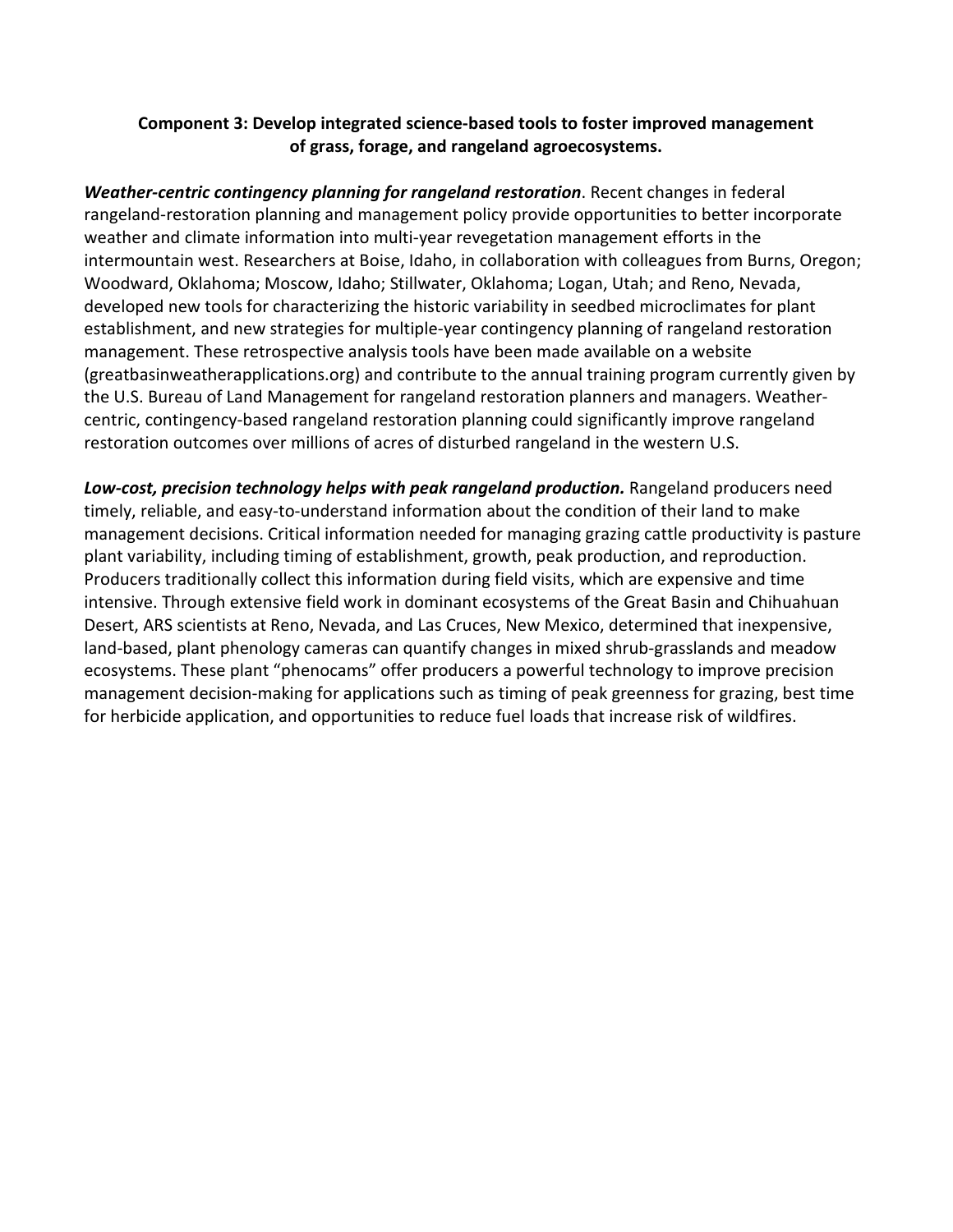### Component 3: Develop integrated science-based tools to foster improved management of grass, forage, and rangeland agroecosystems.

***Weather-centric contingency planning for rangeland restoration***. Recent changes in federal rangeland-restoration planning and management policy provide opportunities to better incorporate weather and climate information into multi-year revegetation management efforts in the intermountain west. Researchers at Boise, Idaho, in collaboration with colleagues from Burns, Oregon; Woodward, Oklahoma; Moscow, Idaho; Stillwater, Oklahoma; Logan, Utah; and Reno, Nevada, developed new tools for characterizing the historic variability in seedbed microclimates for plant establishment, and new strategies for multiple-year contingency planning of rangeland restoration management. These retrospective analysis tools have been made available on a website (greatbasinweatherapplications.org) and contribute to the annual training program currently given by the U.S. Bureau of Land Management for rangeland restoration planners and managers. Weather-centric, contingency-based rangeland restoration planning could significantly improve rangeland restoration outcomes over millions of acres of disturbed rangeland in the western U.S.

***Low-cost, precision technology helps with peak rangeland production.*** Rangeland producers need timely, reliable, and easy-to-understand information about the condition of their land to make management decisions. Critical information needed for managing grazing cattle productivity is pasture plant variability, including timing of establishment, growth, peak production, and reproduction. Producers traditionally collect this information during field visits, which are expensive and time intensive. Through extensive field work in dominant ecosystems of the Great Basin and Chihuahuan Desert, ARS scientists at Reno, Nevada, and Las Cruces, New Mexico, determined that inexpensive, land-based, plant phenology cameras can quantify changes in mixed shrub-grasslands and meadow ecosystems. These plant "phenocams" offer producers a powerful technology to improve precision management decision-making for applications such as timing of peak greenness for grazing, best time for herbicide application, and opportunities to reduce fuel loads that increase risk of wildfires.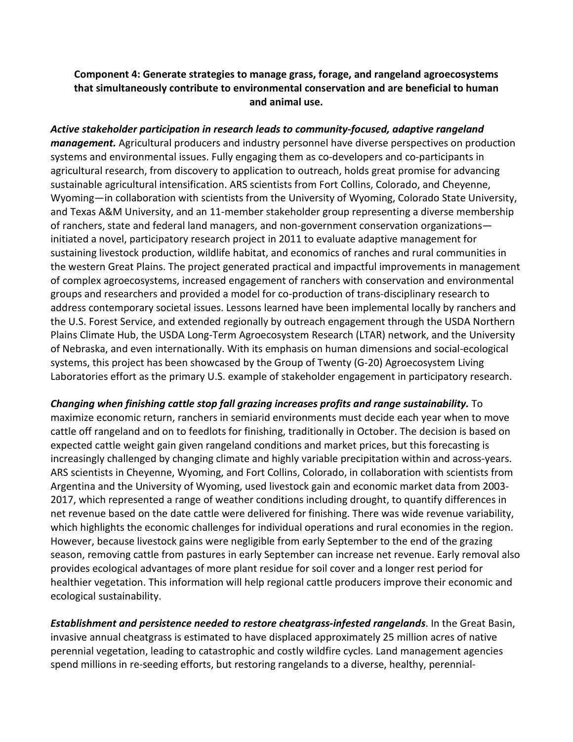**Component 4: Generate strategies to manage grass, forage, and rangeland agroecosystems that simultaneously contribute to environmental conservation and are beneficial to human and animal use.**

***Active stakeholder participation in research leads to community-focused, adaptive rangeland management.*** Agricultural producers and industry personnel have diverse perspectives on production systems and environmental issues. Fully engaging them as co-developers and co-participants in agricultural research, from discovery to application to outreach, holds great promise for advancing sustainable agricultural intensification. ARS scientists from Fort Collins, Colorado, and Cheyenne, Wyoming—in collaboration with scientists from the University of Wyoming, Colorado State University, and Texas A&M University, and an 11-member stakeholder group representing a diverse membership of ranchers, state and federal land managers, and non-government conservation organizations—initiated a novel, participatory research project in 2011 to evaluate adaptive management for sustaining livestock production, wildlife habitat, and economics of ranches and rural communities in the western Great Plains. The project generated practical and impactful improvements in management of complex agroecosystems, increased engagement of ranchers with conservation and environmental groups and researchers and provided a model for co-production of trans-disciplinary research to address contemporary societal issues. Lessons learned have been implemental locally by ranchers and the U.S. Forest Service, and extended regionally by outreach engagement through the USDA Northern Plains Climate Hub, the USDA Long-Term Agroecosystem Research (LTAR) network, and the University of Nebraska, and even internationally. With its emphasis on human dimensions and social-ecological systems, this project has been showcased by the Group of Twenty (G-20) Agroecosystem Living Laboratories effort as the primary U.S. example of stakeholder engagement in participatory research.

***Changing when finishing cattle stop fall grazing increases profits and range sustainability.*** To maximize economic return, ranchers in semiarid environments must decide each year when to move cattle off rangeland and on to feedlots for finishing, traditionally in October. The decision is based on expected cattle weight gain given rangeland conditions and market prices, but this forecasting is increasingly challenged by changing climate and highly variable precipitation within and across-years. ARS scientists in Cheyenne, Wyoming, and Fort Collins, Colorado, in collaboration with scientists from Argentina and the University of Wyoming, used livestock gain and economic market data from 2003-2017, which represented a range of weather conditions including drought, to quantify differences in net revenue based on the date cattle were delivered for finishing. There was wide revenue variability, which highlights the economic challenges for individual operations and rural economies in the region. However, because livestock gains were negligible from early September to the end of the grazing season, removing cattle from pastures in early September can increase net revenue. Early removal also provides ecological advantages of more plant residue for soil cover and a longer rest period for healthier vegetation. This information will help regional cattle producers improve their economic and ecological sustainability.

***Establishment and persistence needed to restore cheatgrass-infested rangelands***. In the Great Basin, invasive annual cheatgrass is estimated to have displaced approximately 25 million acres of native perennial vegetation, leading to catastrophic and costly wildfire cycles. Land management agencies spend millions in re-seeding efforts, but restoring rangelands to a diverse, healthy, perennial-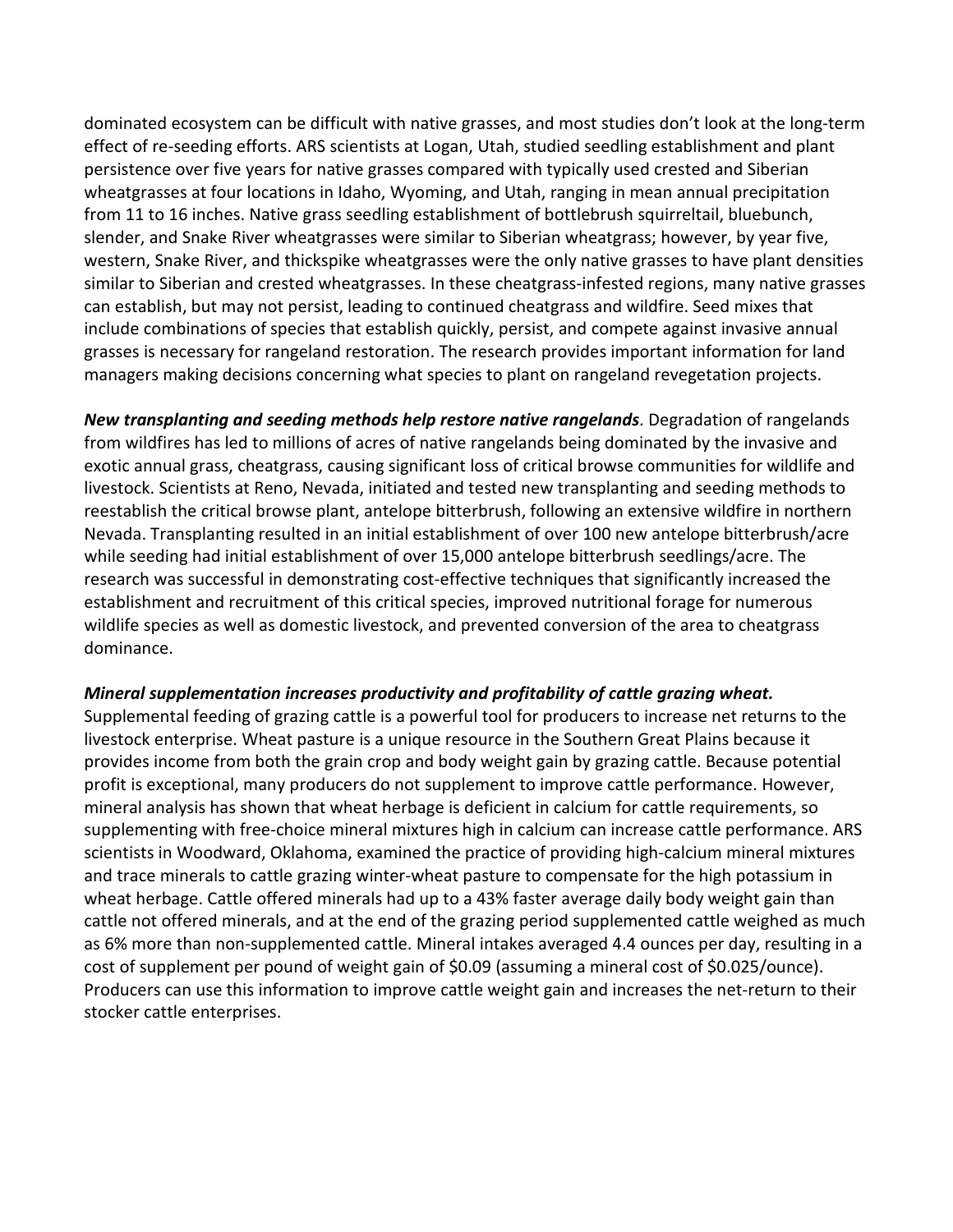dominated ecosystem can be difficult with native grasses, and most studies don't look at the long-term effect of re-seeding efforts. ARS scientists at Logan, Utah, studied seedling establishment and plant persistence over five years for native grasses compared with typically used crested and Siberian wheatgrasses at four locations in Idaho, Wyoming, and Utah, ranging in mean annual precipitation from 11 to 16 inches. Native grass seedling establishment of bottlebrush squirreltail, bluebunch, slender, and Snake River wheatgrasses were similar to Siberian wheatgrass; however, by year five, western, Snake River, and thickspike wheatgrasses were the only native grasses to have plant densities similar to Siberian and crested wheatgrasses. In these cheatgrass-infested regions, many native grasses can establish, but may not persist, leading to continued cheatgrass and wildfire. Seed mixes that include combinations of species that establish quickly, persist, and compete against invasive annual grasses is necessary for rangeland restoration. The research provides important information for land managers making decisions concerning what species to plant on rangeland revegetation projects.

***New transplanting and seeding methods help restore native rangelands***. Degradation of rangelands from wildfires has led to millions of acres of native rangelands being dominated by the invasive and exotic annual grass, cheatgrass, causing significant loss of critical browse communities for wildlife and livestock. Scientists at Reno, Nevada, initiated and tested new transplanting and seeding methods to reestablish the critical browse plant, antelope bitterbrush, following an extensive wildfire in northern Nevada. Transplanting resulted in an initial establishment of over 100 new antelope bitterbrush/acre while seeding had initial establishment of over 15,000 antelope bitterbrush seedlings/acre. The research was successful in demonstrating cost-effective techniques that significantly increased the establishment and recruitment of this critical species, improved nutritional forage for numerous wildlife species as well as domestic livestock, and prevented conversion of the area to cheatgrass dominance.

***Mineral supplementation increases productivity and profitability of cattle grazing wheat.*** Supplemental feeding of grazing cattle is a powerful tool for producers to increase net returns to the livestock enterprise. Wheat pasture is a unique resource in the Southern Great Plains because it provides income from both the grain crop and body weight gain by grazing cattle. Because potential profit is exceptional, many producers do not supplement to improve cattle performance. However, mineral analysis has shown that wheat herbage is deficient in calcium for cattle requirements, so supplementing with free-choice mineral mixtures high in calcium can increase cattle performance. ARS scientists in Woodward, Oklahoma, examined the practice of providing high-calcium mineral mixtures and trace minerals to cattle grazing winter-wheat pasture to compensate for the high potassium in wheat herbage. Cattle offered minerals had up to a 43% faster average daily body weight gain than cattle not offered minerals, and at the end of the grazing period supplemented cattle weighed as much as 6% more than non-supplemented cattle. Mineral intakes averaged 4.4 ounces per day, resulting in a cost of supplement per pound of weight gain of $0.09 (assuming a mineral cost of $0.025/ounce). Producers can use this information to improve cattle weight gain and increases the net-return to their stocker cattle enterprises.